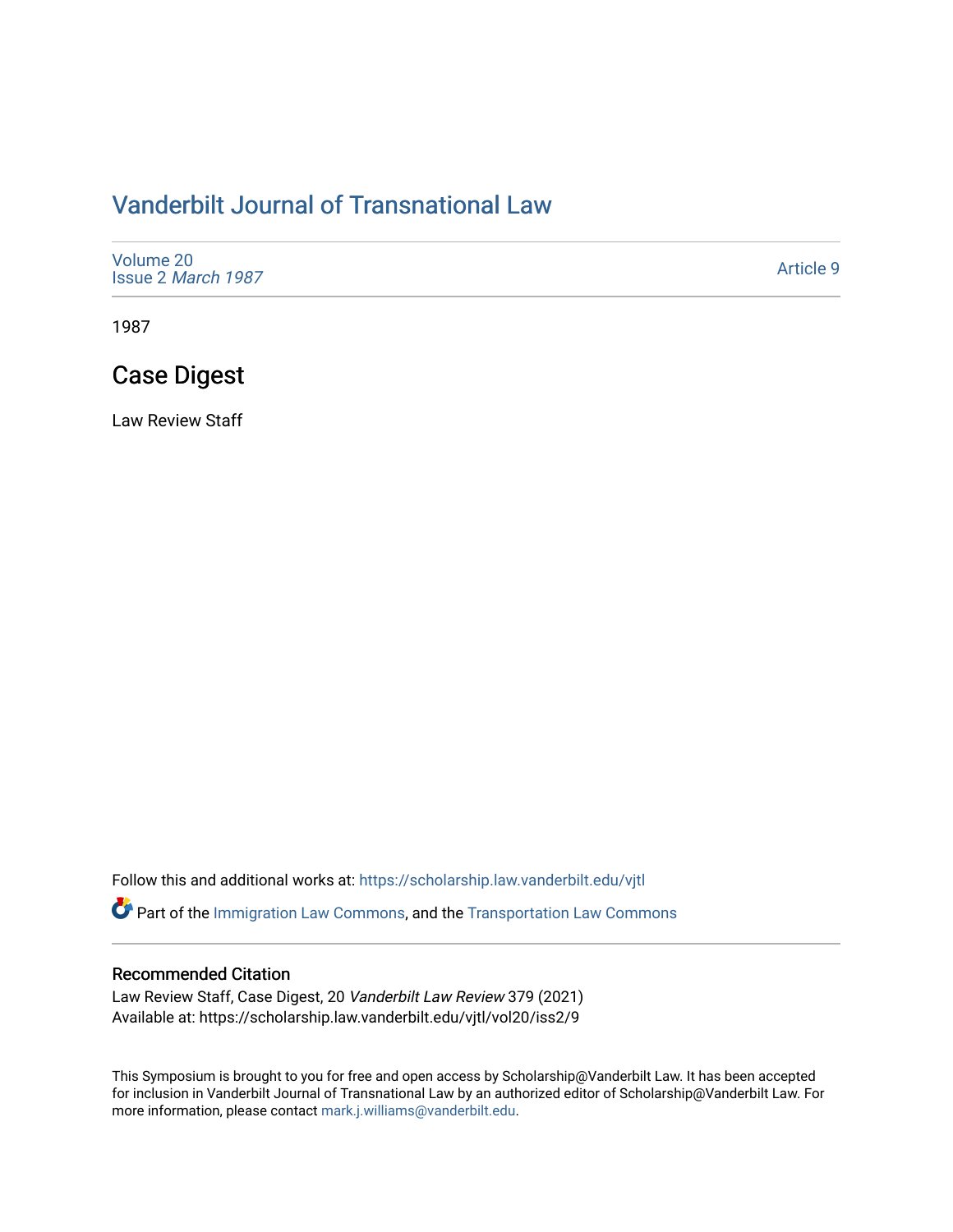# Vanderbilt Journal of Transnational Law

Volume 20
Issue 2 *March 1987*

Article 9

1987

## Case Digest

Law Review Staff

Follow this and additional works at: https://scholarship.law.vanderbilt.edu/vjtl

Part of the Immigration Law Commons, and the Transportation Law Commons

### Recommended Citation

Law Review Staff, Case Digest, 20 *Vanderbilt Law Review* 379 (2021)
Available at: https://scholarship.law.vanderbilt.edu/vjtl/vol20/iss2/9

This Symposium is brought to you for free and open access by Scholarship@Vanderbilt Law. It has been accepted for inclusion in Vanderbilt Journal of Transnational Law by an authorized editor of Scholarship@Vanderbilt Law. For more information, please contact mark.j.williams@vanderbilt.edu.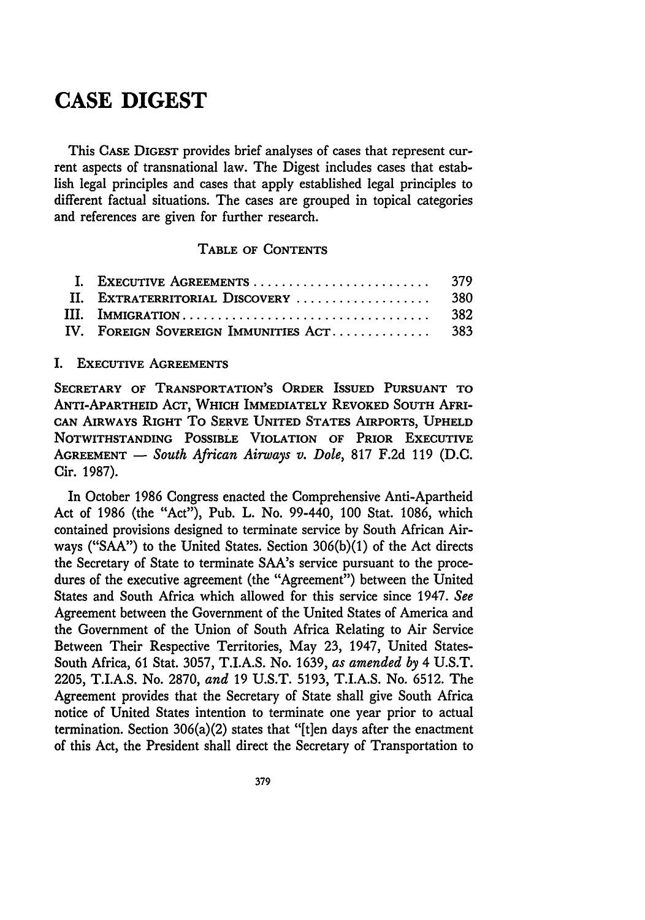# CASE DIGEST

This CASE DIGEST provides brief analyses of cases that represent current aspects of transnational law. The Digest includes cases that establish legal principles and cases that apply established legal principles to different factual situations. The cases are grouped in topical categories and references are given for further research.

TABLE OF CONTENTS

| | | |
|---|---|---|
| I. | EXECUTIVE AGREEMENTS | 379 |
| II. | EXTRATERRITORIAL DISCOVERY | 380 |
| III. | IMMIGRATION | 382 |
| IV. | FOREIGN SOVEREIGN IMMUNITIES ACT | 383 |

## I. EXECUTIVE AGREEMENTS

SECRETARY OF TRANSPORTATION'S ORDER ISSUED PURSUANT TO ANTI-APARTHEID ACT, WHICH IMMEDIATELY REVOKED SOUTH AFRICAN AIRWAYS RIGHT TO SERVE UNITED STATES AIRPORTS, UPHELD NOTWITHSTANDING POSSIBLE VIOLATION OF PRIOR EXECUTIVE AGREEMENT — *South African Airways v. Dole*, 817 F.2d 119 (D.C. Cir. 1987).

In October 1986 Congress enacted the Comprehensive Anti-Apartheid Act of 1986 (the "Act"), Pub. L. No. 99-440, 100 Stat. 1086, which contained provisions designed to terminate service by South African Airways ("SAA") to the United States. Section 306(b)(1) of the Act directs the Secretary of State to terminate SAA's service pursuant to the procedures of the executive agreement (the "Agreement") between the United States and South Africa which allowed for this service since 1947. *See* Agreement between the Government of the United States of America and the Government of the Union of South Africa Relating to Air Service Between Their Respective Territories, May 23, 1947, United States-South Africa, 61 Stat. 3057, T.I.A.S. No. 1639, *as amended by* 4 U.S.T. 2205, T.I.A.S. No. 2870, *and* 19 U.S.T. 5193, T.I.A.S. No. 6512. The Agreement provides that the Secretary of State shall give South Africa notice of United States intention to terminate one year prior to actual termination. Section 306(a)(2) states that "[t]en days after the enactment of this Act, the President shall direct the Secretary of Transportation to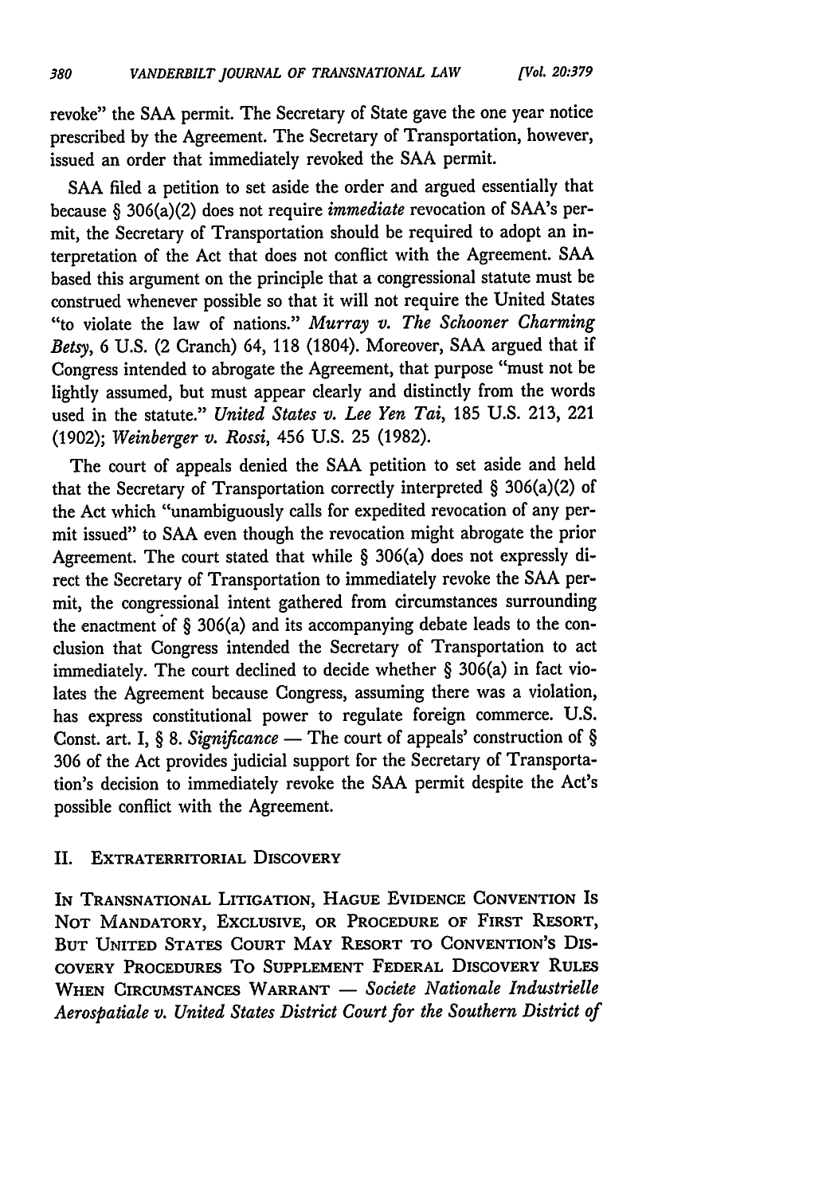revoke" the SAA permit. The Secretary of State gave the one year notice prescribed by the Agreement. The Secretary of Transportation, however, issued an order that immediately revoked the SAA permit.

SAA filed a petition to set aside the order and argued essentially that because § 306(a)(2) does not require *immediate* revocation of SAA's permit, the Secretary of Transportation should be required to adopt an interpretation of the Act that does not conflict with the Agreement. SAA based this argument on the principle that a congressional statute must be construed whenever possible so that it will not require the United States "to violate the law of nations." *Murray v. The Schooner Charming Betsy*, 6 U.S. (2 Cranch) 64, 118 (1804). Moreover, SAA argued that if Congress intended to abrogate the Agreement, that purpose "must not be lightly assumed, but must appear clearly and distinctly from the words used in the statute." *United States v. Lee Yen Tai*, 185 U.S. 213, 221 (1902); *Weinberger v. Rossi*, 456 U.S. 25 (1982).

The court of appeals denied the SAA petition to set aside and held that the Secretary of Transportation correctly interpreted § 306(a)(2) of the Act which "unambiguously calls for expedited revocation of any permit issued" to SAA even though the revocation might abrogate the prior Agreement. The court stated that while § 306(a) does not expressly direct the Secretary of Transportation to immediately revoke the SAA permit, the congressional intent gathered from circumstances surrounding the enactment of § 306(a) and its accompanying debate leads to the conclusion that Congress intended the Secretary of Transportation to act immediately. The court declined to decide whether § 306(a) in fact violates the Agreement because Congress, assuming there was a violation, has express constitutional power to regulate foreign commerce. U.S. Const. art. I, § 8. *Significance* — The court of appeals' construction of § 306 of the Act provides judicial support for the Secretary of Transportation's decision to immediately revoke the SAA permit despite the Act's possible conflict with the Agreement.

## II. Extraterritorial Discovery

In Transnational Litigation, Hague Evidence Convention Is Not Mandatory, Exclusive, or Procedure of First Resort, But United States Court May Resort to Convention's Discovery Procedures To Supplement Federal Discovery Rules When Circumstances Warrant — *Societe Nationale Industrielle Aerospatiale v. United States District Court for the Southern District of*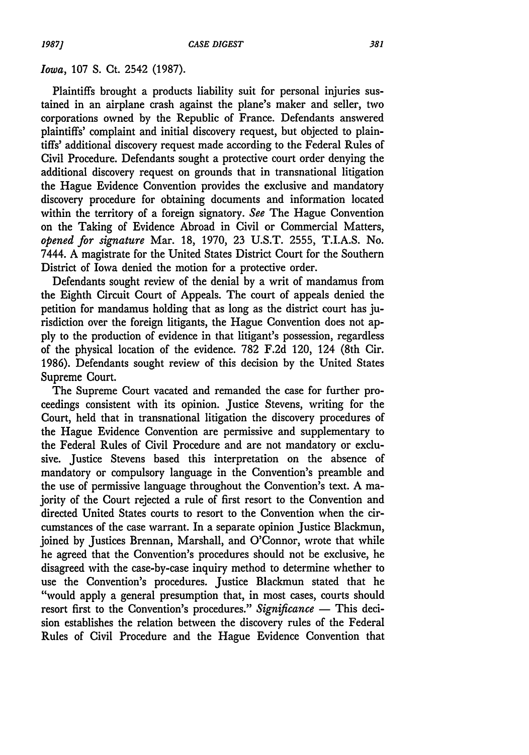*Iowa*, 107 S. Ct. 2542 (1987).

Plaintiffs brought a products liability suit for personal injuries sustained in an airplane crash against the plane's maker and seller, two corporations owned by the Republic of France. Defendants answered plaintiffs' complaint and initial discovery request, but objected to plaintiffs' additional discovery request made according to the Federal Rules of Civil Procedure. Defendants sought a protective court order denying the additional discovery request on grounds that in transnational litigation the Hague Evidence Convention provides the exclusive and mandatory discovery procedure for obtaining documents and information located within the territory of a foreign signatory. *See* The Hague Convention on the Taking of Evidence Abroad in Civil or Commercial Matters, *opened for signature* Mar. 18, 1970, 23 U.S.T. 2555, T.I.A.S. No. 7444. A magistrate for the United States District Court for the Southern District of Iowa denied the motion for a protective order.

Defendants sought review of the denial by a writ of mandamus from the Eighth Circuit Court of Appeals. The court of appeals denied the petition for mandamus holding that as long as the district court has jurisdiction over the foreign litigants, the Hague Convention does not apply to the production of evidence in that litigant's possession, regardless of the physical location of the evidence. 782 F.2d 120, 124 (8th Cir. 1986). Defendants sought review of this decision by the United States Supreme Court.

The Supreme Court vacated and remanded the case for further proceedings consistent with its opinion. Justice Stevens, writing for the Court, held that in transnational litigation the discovery procedures of the Hague Evidence Convention are permissive and supplementary to the Federal Rules of Civil Procedure and are not mandatory or exclusive. Justice Stevens based this interpretation on the absence of mandatory or compulsory language in the Convention's preamble and the use of permissive language throughout the Convention's text. A majority of the Court rejected a rule of first resort to the Convention and directed United States courts to resort to the Convention when the circumstances of the case warrant. In a separate opinion Justice Blackmun, joined by Justices Brennan, Marshall, and O'Connor, wrote that while he agreed that the Convention's procedures should not be exclusive, he disagreed with the case-by-case inquiry method to determine whether to use the Convention's procedures. Justice Blackmun stated that he "would apply a general presumption that, in most cases, courts should resort first to the Convention's procedures." *Significance* — This decision establishes the relation between the discovery rules of the Federal Rules of Civil Procedure and the Hague Evidence Convention that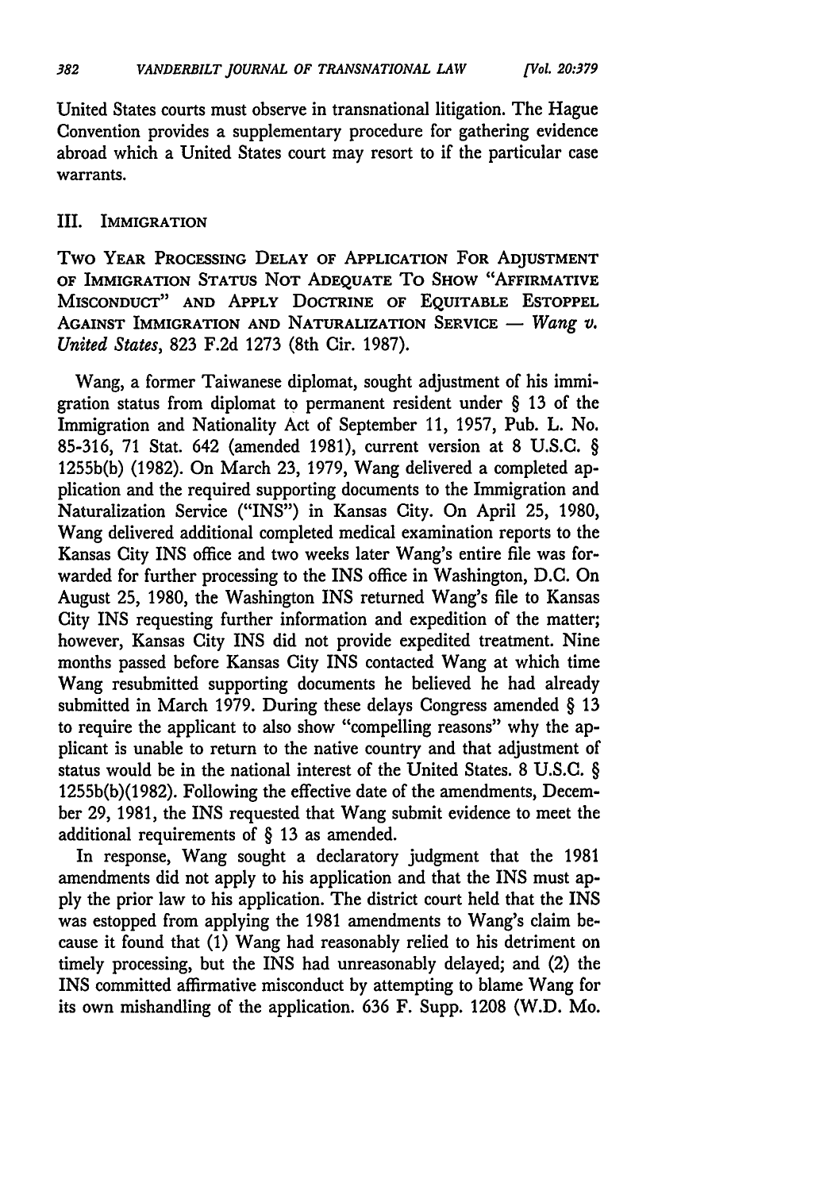United States courts must observe in transnational litigation. The Hague Convention provides a supplementary procedure for gathering evidence abroad which a United States court may resort to if the particular case warrants.

## III. IMMIGRATION

TWO YEAR PROCESSING DELAY OF APPLICATION FOR ADJUSTMENT OF IMMIGRATION STATUS NOT ADEQUATE TO SHOW "AFFIRMATIVE MISCONDUCT" AND APPLY DOCTRINE OF EQUITABLE ESTOPPEL AGAINST IMMIGRATION AND NATURALIZATION SERVICE — *Wang v. United States*, 823 F.2d 1273 (8th Cir. 1987).

Wang, a former Taiwanese diplomat, sought adjustment of his immigration status from diplomat to permanent resident under § 13 of the Immigration and Nationality Act of September 11, 1957, Pub. L. No. 85-316, 71 Stat. 642 (amended 1981), current version at 8 U.S.C. § 1255b(b) (1982). On March 23, 1979, Wang delivered a completed application and the required supporting documents to the Immigration and Naturalization Service ("INS") in Kansas City. On April 25, 1980, Wang delivered additional completed medical examination reports to the Kansas City INS office and two weeks later Wang's entire file was forwarded for further processing to the INS office in Washington, D.C. On August 25, 1980, the Washington INS returned Wang's file to Kansas City INS requesting further information and expedition of the matter; however, Kansas City INS did not provide expedited treatment. Nine months passed before Kansas City INS contacted Wang at which time Wang resubmitted supporting documents he believed he had already submitted in March 1979. During these delays Congress amended § 13 to require the applicant to also show "compelling reasons" why the applicant is unable to return to the native country and that adjustment of status would be in the national interest of the United States. 8 U.S.C. § 1255b(b)(1982). Following the effective date of the amendments, December 29, 1981, the INS requested that Wang submit evidence to meet the additional requirements of § 13 as amended.

In response, Wang sought a declaratory judgment that the 1981 amendments did not apply to his application and that the INS must apply the prior law to his application. The district court held that the INS was estopped from applying the 1981 amendments to Wang's claim because it found that (1) Wang had reasonably relied to his detriment on timely processing, but the INS had unreasonably delayed; and (2) the INS committed affirmative misconduct by attempting to blame Wang for its own mishandling of the application. 636 F. Supp. 1208 (W.D. Mo.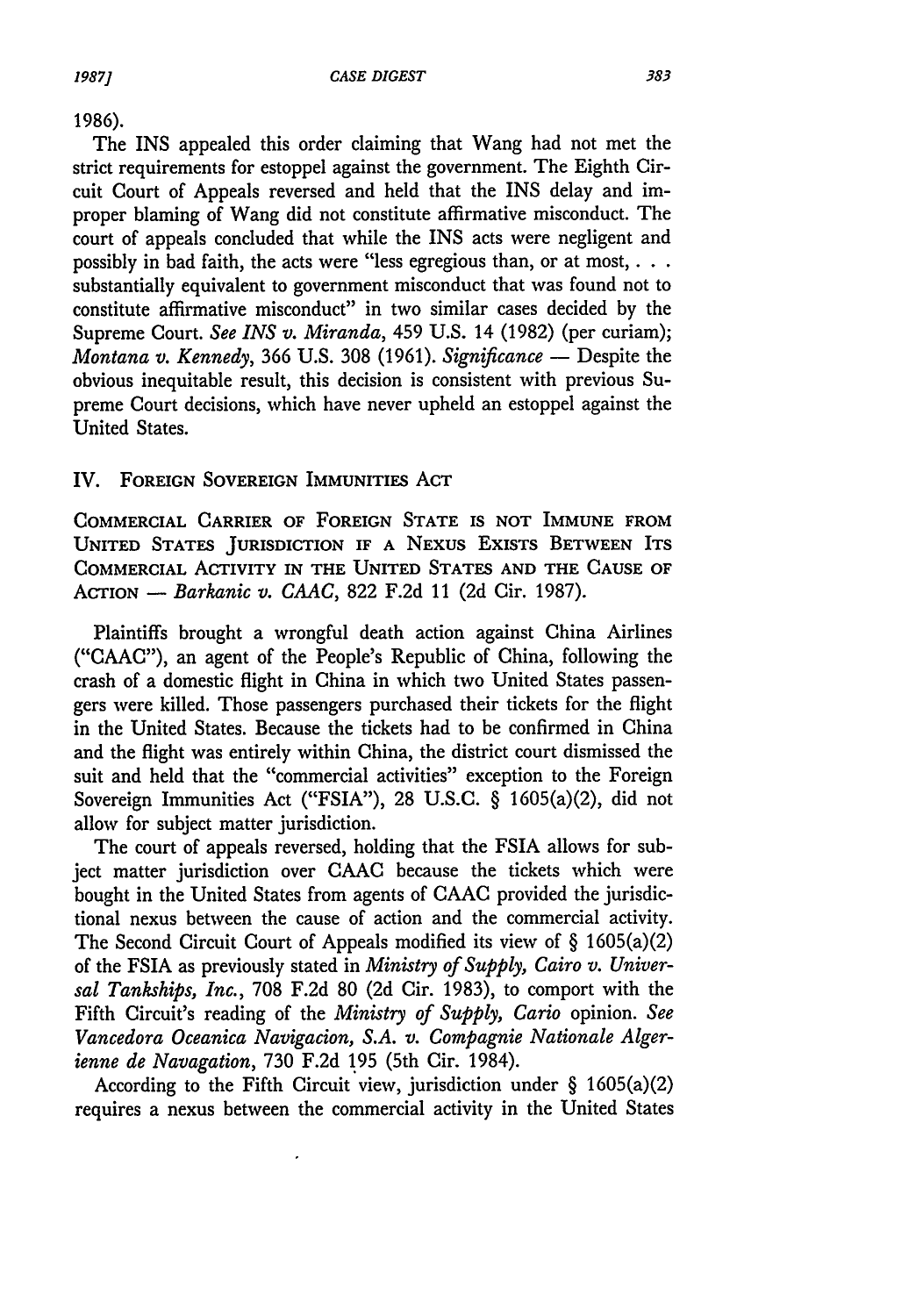1986).

The INS appealed this order claiming that Wang had not met the strict requirements for estoppel against the government. The Eighth Circuit Court of Appeals reversed and held that the INS delay and improper blaming of Wang did not constitute affirmative misconduct. The court of appeals concluded that while the INS acts were negligent and possibly in bad faith, the acts were "less egregious than, or at most, . . . substantially equivalent to government misconduct that was found not to constitute affirmative misconduct" in two similar cases decided by the Supreme Court. *See INS v. Miranda*, 459 U.S. 14 (1982) (per curiam); *Montana v. Kennedy*, 366 U.S. 308 (1961). *Significance* — Despite the obvious inequitable result, this decision is consistent with previous Supreme Court decisions, which have never upheld an estoppel against the United States.

## IV. Foreign Sovereign Immunities Act

COMMERCIAL CARRIER OF FOREIGN STATE IS NOT IMMUNE FROM UNITED STATES JURISDICTION IF A NEXUS EXISTS BETWEEN ITS COMMERCIAL ACTIVITY IN THE UNITED STATES AND THE CAUSE OF ACTION — *Barkanic v. CAAC*, 822 F.2d 11 (2d Cir. 1987).

Plaintiffs brought a wrongful death action against China Airlines ("CAAC"), an agent of the People's Republic of China, following the crash of a domestic flight in China in which two United States passengers were killed. Those passengers purchased their tickets for the flight in the United States. Because the tickets had to be confirmed in China and the flight was entirely within China, the district court dismissed the suit and held that the "commercial activities" exception to the Foreign Sovereign Immunities Act ("FSIA"), 28 U.S.C. § 1605(a)(2), did not allow for subject matter jurisdiction.

The court of appeals reversed, holding that the FSIA allows for subject matter jurisdiction over CAAC because the tickets which were bought in the United States from agents of CAAC provided the jurisdictional nexus between the cause of action and the commercial activity. The Second Circuit Court of Appeals modified its view of § 1605(a)(2) of the FSIA as previously stated in *Ministry of Supply, Cairo v. Universal Tankships, Inc.*, 708 F.2d 80 (2d Cir. 1983), to comport with the Fifth Circuit's reading of the *Ministry of Supply, Cario* opinion. *See Vancedora Oceanica Navigacion, S.A. v. Compagnie Nationale Algerienne de Navagation*, 730 F.2d 195 (5th Cir. 1984).

According to the Fifth Circuit view, jurisdiction under § 1605(a)(2) requires a nexus between the commercial activity in the United States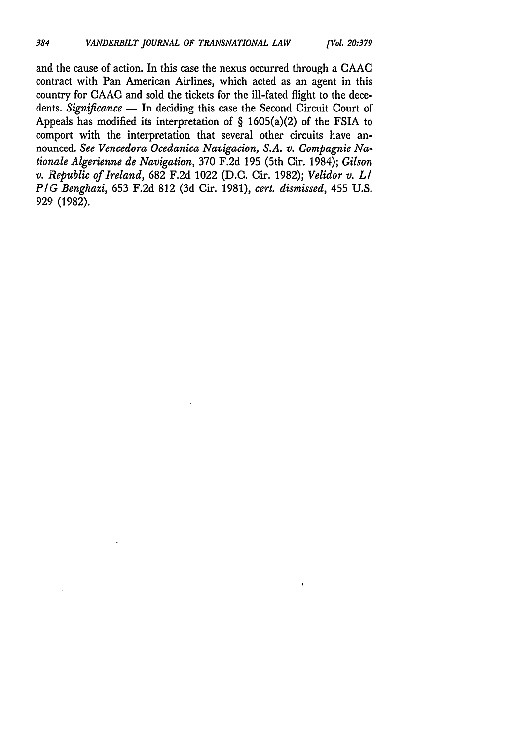and the cause of action. In this case the nexus occurred through a CAAC contract with Pan American Airlines, which acted as an agent in this country for CAAC and sold the tickets for the ill-fated flight to the decedents. *Significance* — In deciding this case the Second Circuit Court of Appeals has modified its interpretation of § 1605(a)(2) of the FSIA to comport with the interpretation that several other circuits have announced. *See Vencedora Ocedanica Navigacion, S.A. v. Compagnie Nationale Algerienne de Navigation*, 370 F.2d 195 (5th Cir. 1984); *Gilson v. Republic of Ireland*, 682 F.2d 1022 (D.C. Cir. 1982); *Velidor v. L/P/G Benghazi*, 653 F.2d 812 (3d Cir. 1981), *cert. dismissed*, 455 U.S. 929 (1982).